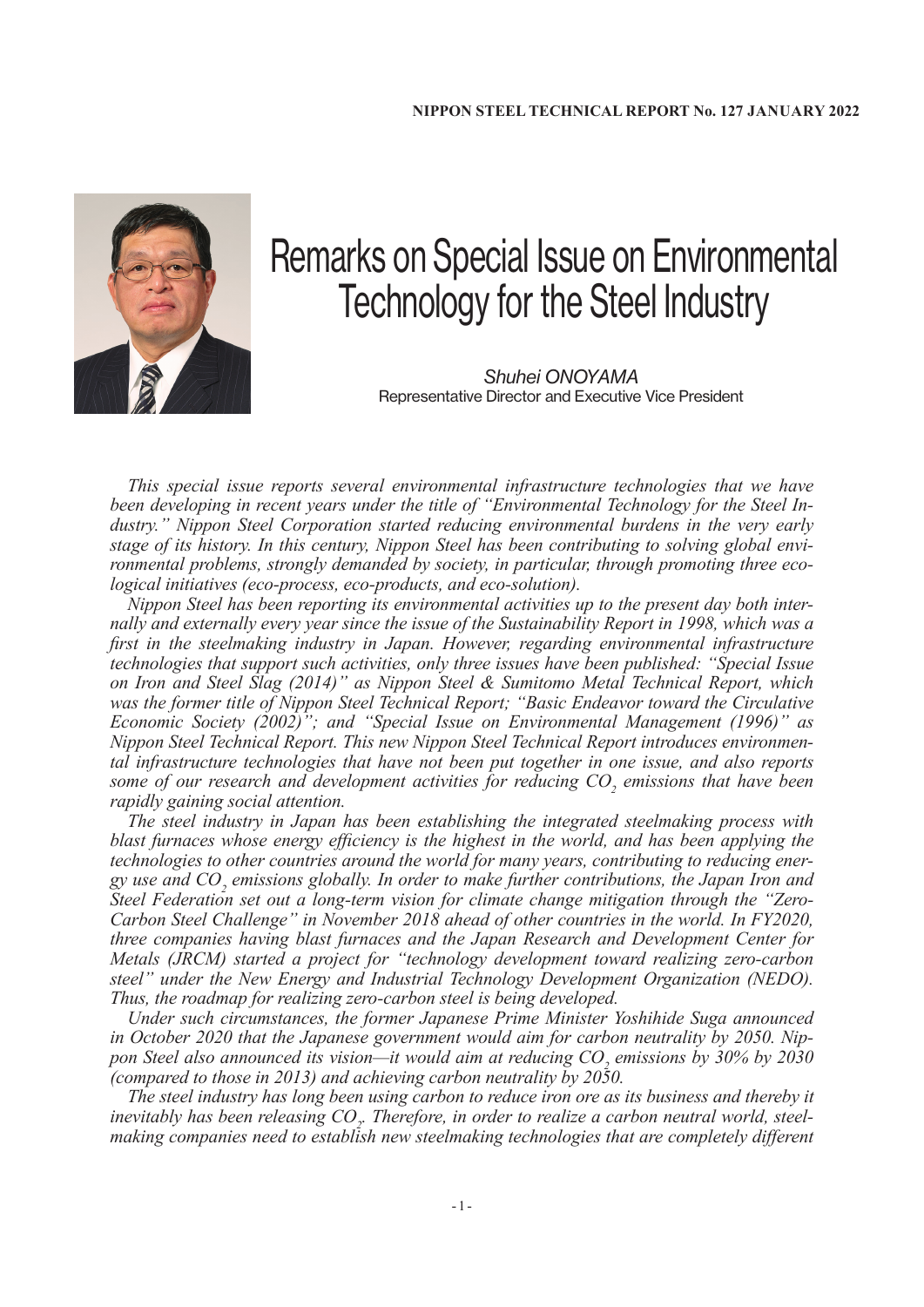# Remarks on Special Issue on Environmental Technology for the Steel Industry

*Shuhei ONOYAMA*
Representative Director and Executive Vice President

*This special issue reports several environmental infrastructure technologies that we have been developing in recent years under the title of "Environmental Technology for the Steel Industry." Nippon Steel Corporation started reducing environmental burdens in the very early stage of its history. In this century, Nippon Steel has been contributing to solving global environmental problems, strongly demanded by society, in particular, through promoting three ecological initiatives (eco-process, eco-products, and eco-solution).*

*Nippon Steel has been reporting its environmental activities up to the present day both internally and externally every year since the issue of the Sustainability Report in 1998, which was a first in the steelmaking industry in Japan. However, regarding environmental infrastructure technologies that support such activities, only three issues have been published: "Special Issue on Iron and Steel Slag (2014)" as Nippon Steel & Sumitomo Metal Technical Report, which was the former title of Nippon Steel Technical Report; "Basic Endeavor toward the Circulative Economic Society (2002)"; and "Special Issue on Environmental Management (1996)" as Nippon Steel Technical Report. This new Nippon Steel Technical Report introduces environmental infrastructure technologies that have not been put together in one issue, and also reports some of our research and development activities for reducing $CO_2$ emissions that have been rapidly gaining social attention.*

*The steel industry in Japan has been establishing the integrated steelmaking process with blast furnaces whose energy efficiency is the highest in the world, and has been applying the technologies to other countries around the world for many years, contributing to reducing energy use and $CO_2$ emissions globally. In order to make further contributions, the Japan Iron and Steel Federation set out a long-term vision for climate change mitigation through the "Zero-Carbon Steel Challenge" in November 2018 ahead of other countries in the world. In FY2020, three companies having blast furnaces and the Japan Research and Development Center for Metals (JRCM) started a project for "technology development toward realizing zero-carbon steel" under the New Energy and Industrial Technology Development Organization (NEDO). Thus, the roadmap for realizing zero-carbon steel is being developed.*

*Under such circumstances, the former Japanese Prime Minister Yoshihide Suga announced in October 2020 that the Japanese government would aim for carbon neutrality by 2050. Nippon Steel also announced its vision—it would aim at reducing $CO_2$ emissions by 30% by 2030 (compared to those in 2013) and achieving carbon neutrality by 2050.*

*The steel industry has long been using carbon to reduce iron ore as its business and thereby it inevitably has been releasing $CO_2$. Therefore, in order to realize a carbon neutral world, steelmaking companies need to establish new steelmaking technologies that are completely different*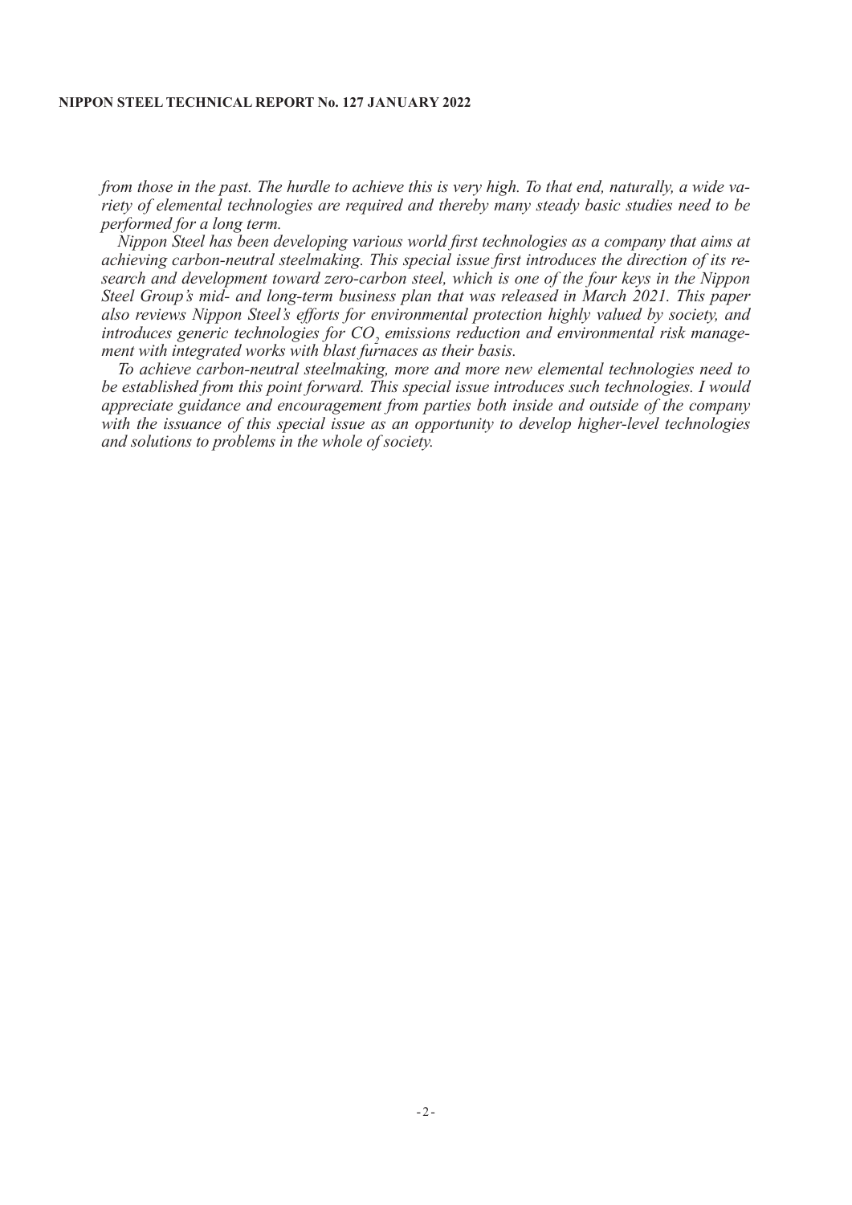*from those in the past. The hurdle to achieve this is very high. To that end, naturally, a wide variety of elemental technologies are required and thereby many steady basic studies need to be performed for a long term.*

*Nippon Steel has been developing various world first technologies as a company that aims at achieving carbon-neutral steelmaking. This special issue first introduces the direction of its research and development toward zero-carbon steel, which is one of the four keys in the Nippon Steel Group's mid- and long-term business plan that was released in March 2021. This paper also reviews Nippon Steel's efforts for environmental protection highly valued by society, and introduces generic technologies for $CO_2$ emissions reduction and environmental risk management with integrated works with blast furnaces as their basis.*

*To achieve carbon-neutral steelmaking, more and more new elemental technologies need to be established from this point forward. This special issue introduces such technologies. I would appreciate guidance and encouragement from parties both inside and outside of the company with the issuance of this special issue as an opportunity to develop higher-level technologies and solutions to problems in the whole of society.*